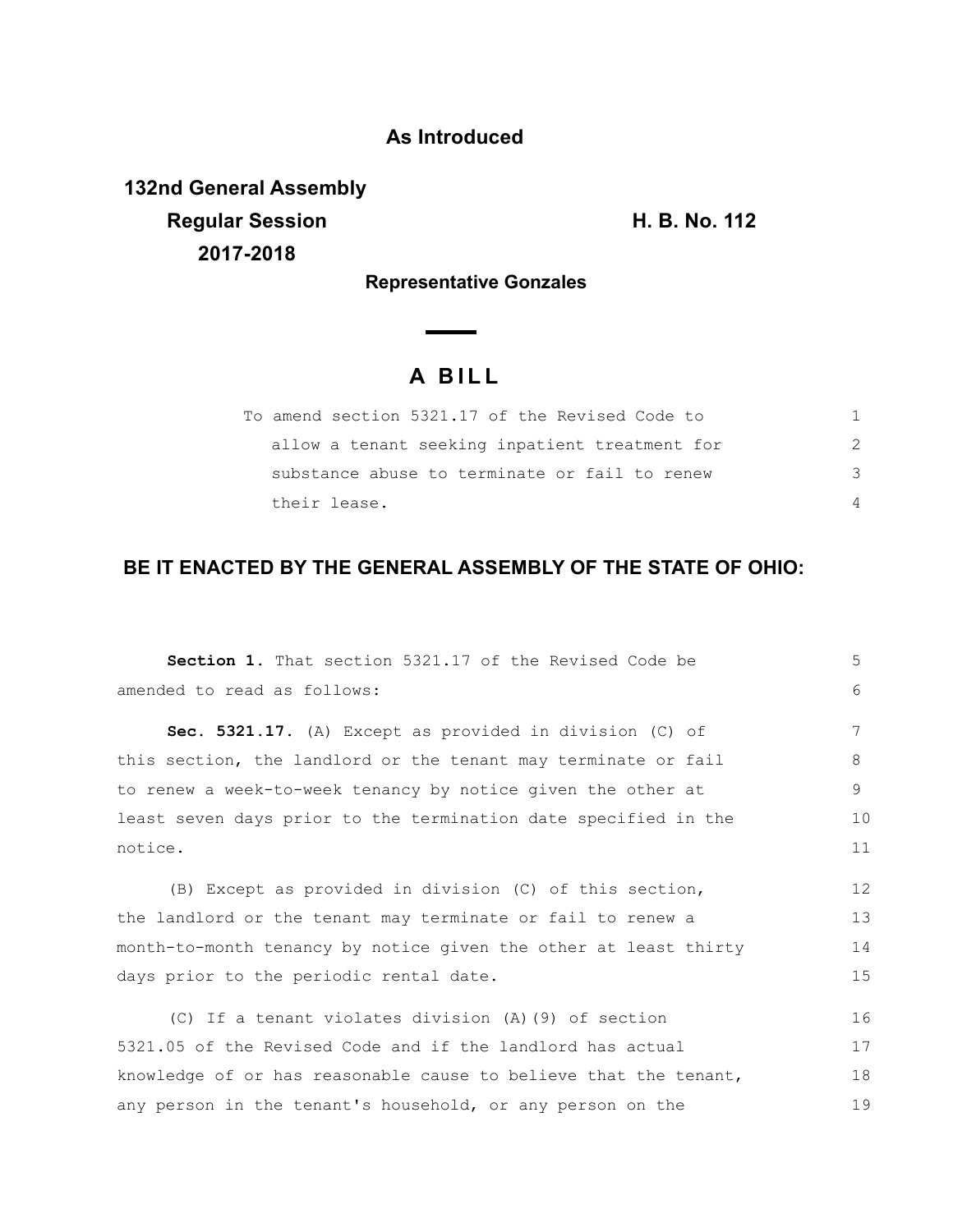**As Introduced**

**132nd General Assembly**
**Regular Session**
**2017-2018**

**H. B. No. 112**

**Representative Gonzales**

# A BILL

To amend section 5321.17 of the Revised Code to allow a tenant seeking inpatient treatment for substance abuse to terminate or fail to renew their lease.

**BE IT ENACTED BY THE GENERAL ASSEMBLY OF THE STATE OF OHIO:**

**Section 1.** That section 5321.17 of the Revised Code be amended to read as follows:

**Sec. 5321.17.** (A) Except as provided in division (C) of this section, the landlord or the tenant may terminate or fail to renew a week-to-week tenancy by notice given the other at least seven days prior to the termination date specified in the notice.

(B) Except as provided in division (C) of this section, the landlord or the tenant may terminate or fail to renew a month-to-month tenancy by notice given the other at least thirty days prior to the periodic rental date.

(C) If a tenant violates division (A)(9) of section 5321.05 of the Revised Code and if the landlord has actual knowledge of or has reasonable cause to believe that the tenant, any person in the tenant's household, or any person on the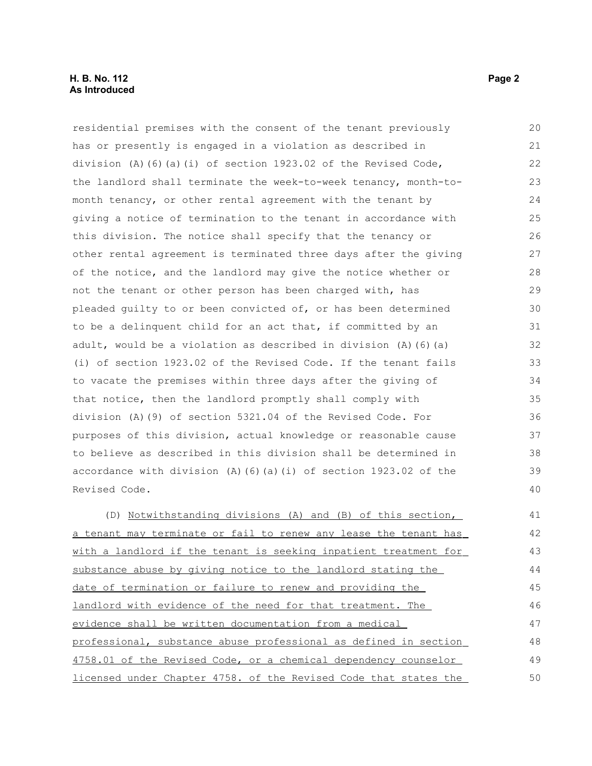residential premises with the consent of the tenant previously has or presently is engaged in a violation as described in division (A)(6)(a)(i) of section 1923.02 of the Revised Code, the landlord shall terminate the week-to-week tenancy, month-to-month tenancy, or other rental agreement with the tenant by giving a notice of termination to the tenant in accordance with this division. The notice shall specify that the tenancy or other rental agreement is terminated three days after the giving of the notice, and the landlord may give the notice whether or not the tenant or other person has been charged with, has pleaded guilty to or been convicted of, or has been determined to be a delinquent child for an act that, if committed by an adult, would be a violation as described in division (A)(6)(a)(i) of section 1923.02 of the Revised Code. If the tenant fails to vacate the premises within three days after the giving of that notice, then the landlord promptly shall comply with division (A)(9) of section 5321.04 of the Revised Code. For purposes of this division, actual knowledge or reasonable cause to believe as described in this division shall be determined in accordance with division (A)(6)(a)(i) of section 1923.02 of the Revised Code.

(D) Notwithstanding divisions (A) and (B) of this section, a tenant may terminate or fail to renew any lease the tenant has with a landlord if the tenant is seeking inpatient treatment for substance abuse by giving notice to the landlord stating the date of termination or failure to renew and providing the landlord with evidence of the need for that treatment. The evidence shall be written documentation from a medical professional, substance abuse professional as defined in section 4758.01 of the Revised Code, or a chemical dependency counselor licensed under Chapter 4758. of the Revised Code that states the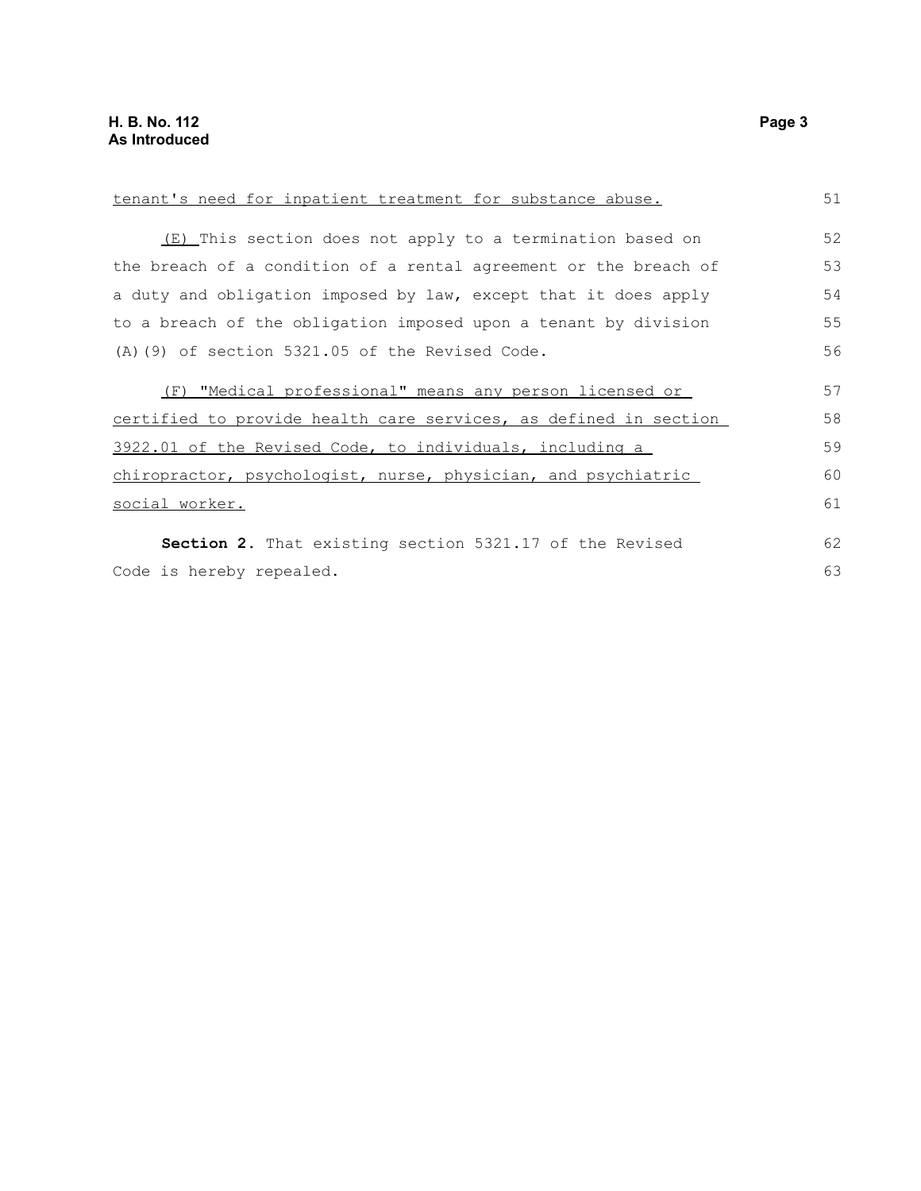tenant's need for inpatient treatment for substance abuse.

(E) This section does not apply to a termination based on the breach of a condition of a rental agreement or the breach of a duty and obligation imposed by law, except that it does apply to a breach of the obligation imposed upon a tenant by division (A)(9) of section 5321.05 of the Revised Code.

(F) "Medical professional" means any person licensed or certified to provide health care services, as defined in section 3922.01 of the Revised Code, to individuals, including a chiropractor, psychologist, nurse, physician, and psychiatric social worker.

**Section 2.** That existing section 5321.17 of the Revised Code is hereby repealed.